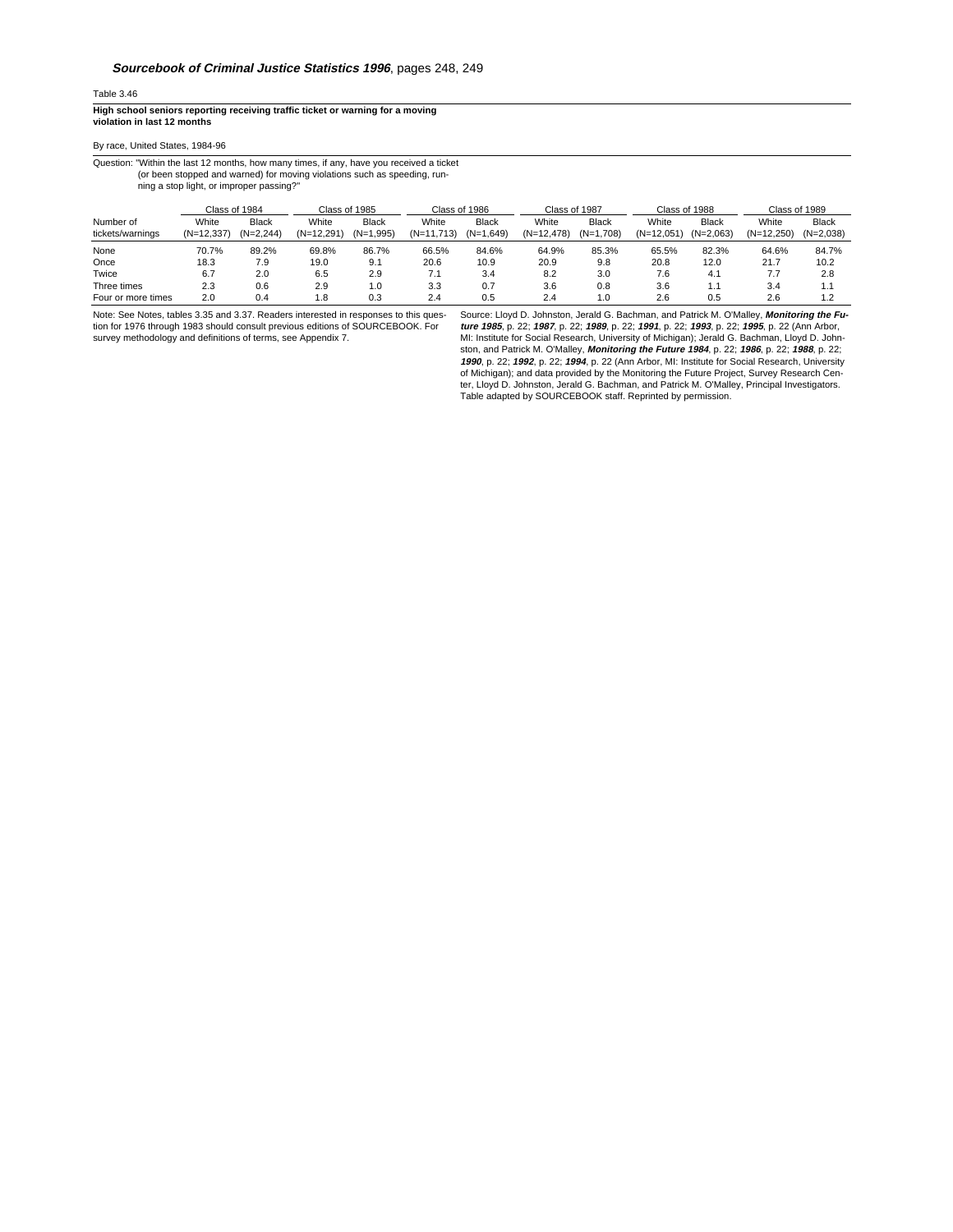***Sourcebook of Criminal Justice Statistics 1996***, pages 248, 249

Table 3.46

**High school seniors reporting receiving traffic ticket or warning for a moving violation in last 12 months**

By race, United States, 1984-96

Question: "Within the last 12 months, how many times, if any, have you received a ticket (or been stopped and warned) for moving violations such as speeding, running a stop light, or improper passing?"

| Number of tickets/warnings | Class of 1984 | | Class of 1985 | | Class of 1986 | | Class of 1987 | | Class of 1988 | | Class of 1989 | |
|---|---|---|---|---|---|---|---|---|---|---|---|---|
| | White (N=12,337) | Black (N=2,244) | White (N=12,291) | Black (N=1,995) | White (N=11,713) | Black (N=1,649) | White (N=12,478) | Black (N=1,708) | White (N=12,051) | Black (N=2,063) | White (N=12,250) | Black (N=2,038) |
| None | 70.7% | 89.2% | 69.8% | 86.7% | 66.5% | 84.6% | 64.9% | 85.3% | 65.5% | 82.3% | 64.6% | 84.7% |
| Once | 18.3 | 7.9 | 19.0 | 9.1 | 20.6 | 10.9 | 20.9 | 9.8 | 20.8 | 12.0 | 21.7 | 10.2 |
| Twice | 6.7 | 2.0 | 6.5 | 2.9 | 7.1 | 3.4 | 8.2 | 3.0 | 7.6 | 4.1 | 7.7 | 2.8 |
| Three times | 2.3 | 0.6 | 2.9 | 1.0 | 3.3 | 0.7 | 3.6 | 0.8 | 3.6 | 1.1 | 3.4 | 1.1 |
| Four or more times | 2.0 | 0.4 | 1.8 | 0.3 | 2.4 | 0.5 | 2.4 | 1.0 | 2.6 | 0.5 | 2.6 | 1.2 |

Note: See Notes, tables 3.35 and 3.37. Readers interested in responses to this question for 1976 through 1983 should consult previous editions of SOURCEBOOK. For survey methodology and definitions of terms, see Appendix 7.

Source: Lloyd D. Johnston, Jerald G. Bachman, and Patrick M. O'Malley, ***Monitoring the Future 1985***, p. 22; ***1987***, p. 22; ***1989***, p. 22; ***1991***, p. 22; ***1993***, p. 22; ***1995***, p. 22 (Ann Arbor, MI: Institute for Social Research, University of Michigan); Jerald G. Bachman, Lloyd D. Johnston, and Patrick M. O'Malley, ***Monitoring the Future 1984***, p. 22; ***1986***, p. 22; ***1988***, p. 22; ***1990***, p. 22; ***1992***, p. 22; ***1994***, p. 22 (Ann Arbor, MI: Institute for Social Research, University of Michigan); and data provided by the Monitoring the Future Project, Survey Research Center, Lloyd D. Johnston, Jerald G. Bachman, and Patrick M. O'Malley, Principal Investigators. Table adapted by SOURCEBOOK staff. Reprinted by permission.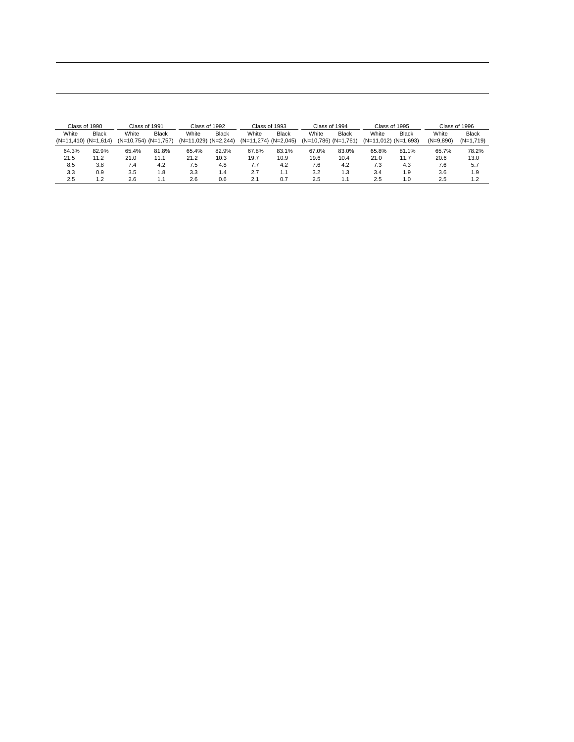| Class of 1990 | | Class of 1991 | | Class of 1992 | | Class of 1993 | | Class of 1994 | | Class of 1995 | | Class of 1996 | |
|---|---|---|---|---|---|---|---|---|---|---|---|---|---|
| White (N=11,410) | Black (N=1,614) | White (N=10,754) | Black (N=1,757) | White (N=11,029) | Black (N=2,244) | White (N=11,274) | Black (N=2,045) | White (N=10,786) | Black (N=1,761) | White (N=11,012) | Black (N=1,693) | White (N=9,890) | Black (N=1,719) |
| 64.3% | 82.9% | 65.4% | 81.8% | 65.4% | 82.9% | 67.8% | 83.1% | 67.0% | 83.0% | 65.8% | 81.1% | 65.7% | 78.2% |
| 21.5 | 11.2 | 21.0 | 11.1 | 21.2 | 10.3 | 19.7 | 10.9 | 19.6 | 10.4 | 21.0 | 11.7 | 20.6 | 13.0 |
| 8.5 | 3.8 | 7.4 | 4.2 | 7.5 | 4.8 | 7.7 | 4.2 | 7.6 | 4.2 | 7.3 | 4.3 | 7.6 | 5.7 |
| 3.3 | 0.9 | 3.5 | 1.8 | 3.3 | 1.4 | 2.7 | 1.1 | 3.2 | 1.3 | 3.4 | 1.9 | 3.6 | 1.9 |
| 2.5 | 1.2 | 2.6 | 1.1 | 2.6 | 0.6 | 2.1 | 0.7 | 2.5 | 1.1 | 2.5 | 1.0 | 2.5 | 1.2 |